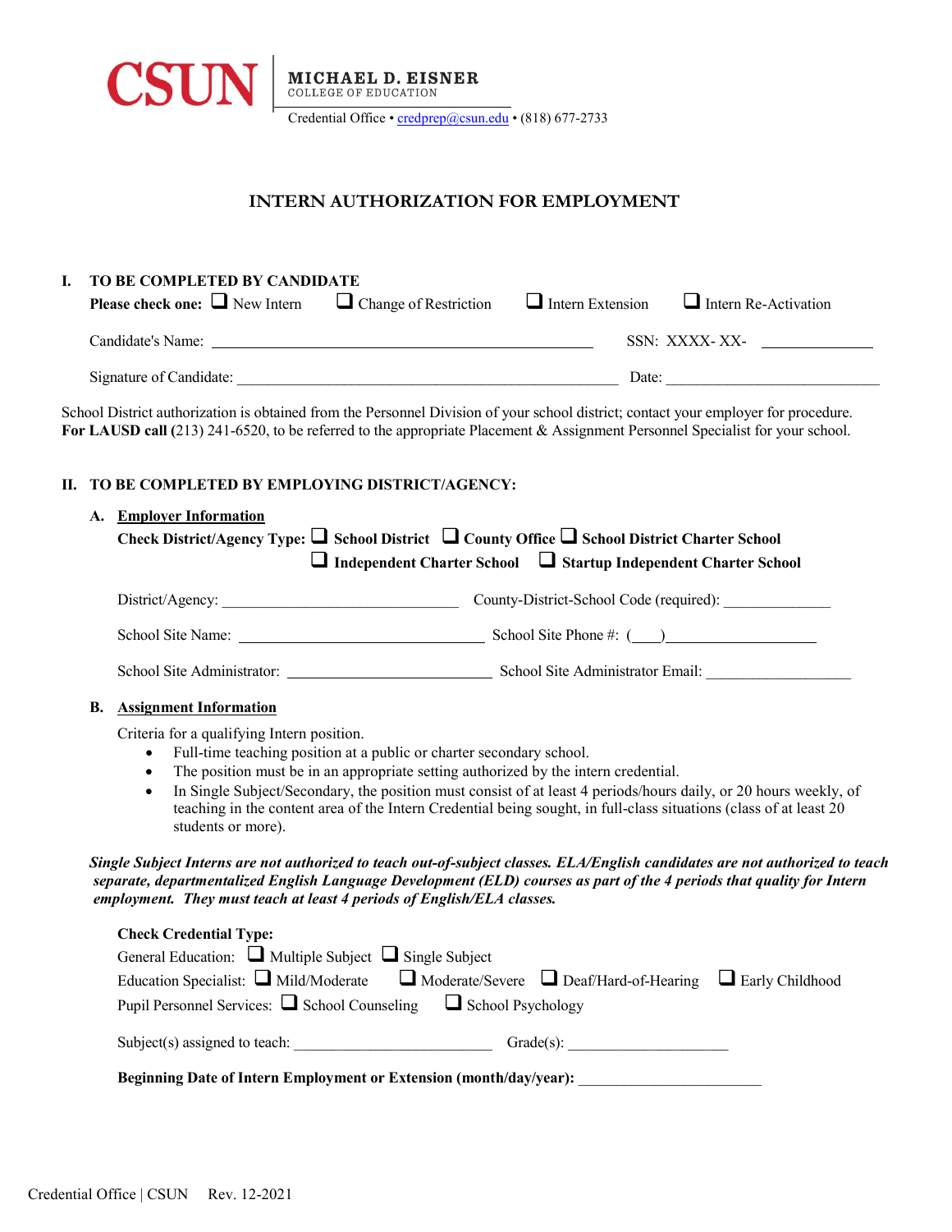**CSUN** | **MICHAEL D. EISNER** COLLEGE OF EDUCATION

Credential Office • credprep@csun.edu • (818) 677-2733

# INTERN AUTHORIZATION FOR EMPLOYMENT

## I. TO BE COMPLETED BY CANDIDATE

**Please check one:** ☐ New Intern ☐ Change of Restriction ☐ Intern Extension ☐ Intern Re-Activation

Candidate's Name: ______________________________________ SSN: XXXX- XX- __________

Signature of Candidate: ______________________________________ Date: ______________________

School District authorization is obtained from the Personnel Division of your school district; contact your employer for procedure. **For LAUSD call** (213) 241-6520, to be referred to the appropriate Placement & Assignment Personnel Specialist for your school.

## II. TO BE COMPLETED BY EMPLOYING DISTRICT/AGENCY:

### A. Employer Information

**Check District/Agency Type:** ☐ **School District** ☐ **County Office** ☐ **School District Charter School** ☐ **Independent Charter School** ☐ **Startup Independent Charter School**

District/Agency: _________________________ County-District-School Code (required): ___________

School Site Name: _________________________ School Site Phone #: (___)________________

School Site Administrator: ____________________ School Site Administrator Email: _______________

### B. Assignment Information

Criteria for a qualifying Intern position.

- Full-time teaching position at a public or charter secondary school.
- The position must be in an appropriate setting authorized by the intern credential.
- In Single Subject/Secondary, the position must consist of at least 4 periods/hours daily, or 20 hours weekly, of teaching in the content area of the Intern Credential being sought, in full-class situations (class of at least 20 students or more).

***Single Subject Interns are not authorized to teach out-of-subject classes. ELA/English candidates are not authorized to teach separate, departmentalized English Language Development (ELD) courses as part of the 4 periods that quality for Intern employment. They must teach at least 4 periods of English/ELA classes.***

**Check Credential Type:**

General Education: ☐ Multiple Subject ☐ Single Subject

Education Specialist: ☐ Mild/Moderate ☐ Moderate/Severe ☐ Deaf/Hard-of-Hearing ☐ Early Childhood

Pupil Personnel Services: ☐ School Counseling ☐ School Psychology

Subject(s) assigned to teach: ______________________ Grade(s): __________________

**Beginning Date of Intern Employment or Extension (month/day/year):** ____________________

Credential Office | CSUN Rev. 12-2021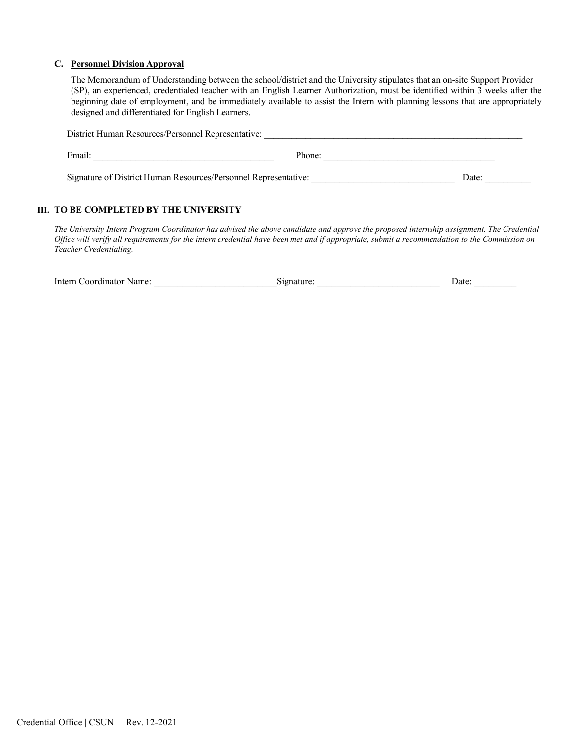### C. **Personnel Division Approval**

The Memorandum of Understanding between the school/district and the University stipulates that an on-site Support Provider (SP), an experienced, credentialed teacher with an English Learner Authorization, must be identified within 3 weeks after the beginning date of employment, and be immediately available to assist the Intern with planning lessons that are appropriately designed and differentiated for English Learners.

District Human Resources/Personnel Representative: ___________________________________________________________

Email: ________________________________________ Phone: ______________________________________

Signature of District Human Resources/Personnel Representative: _______________________________ Date: __________

## III. TO BE COMPLETED BY THE UNIVERSITY

*The University Intern Program Coordinator has advised the above candidate and approve the proposed internship assignment. The Credential Office will verify all requirements for the intern credential have been met and if appropriate, submit a recommendation to the Commission on Teacher Credentialing.*

Intern Coordinator Name: __________________________Signature: __________________________ Date: _________

Credential Office | CSUN Rev. 12-2021